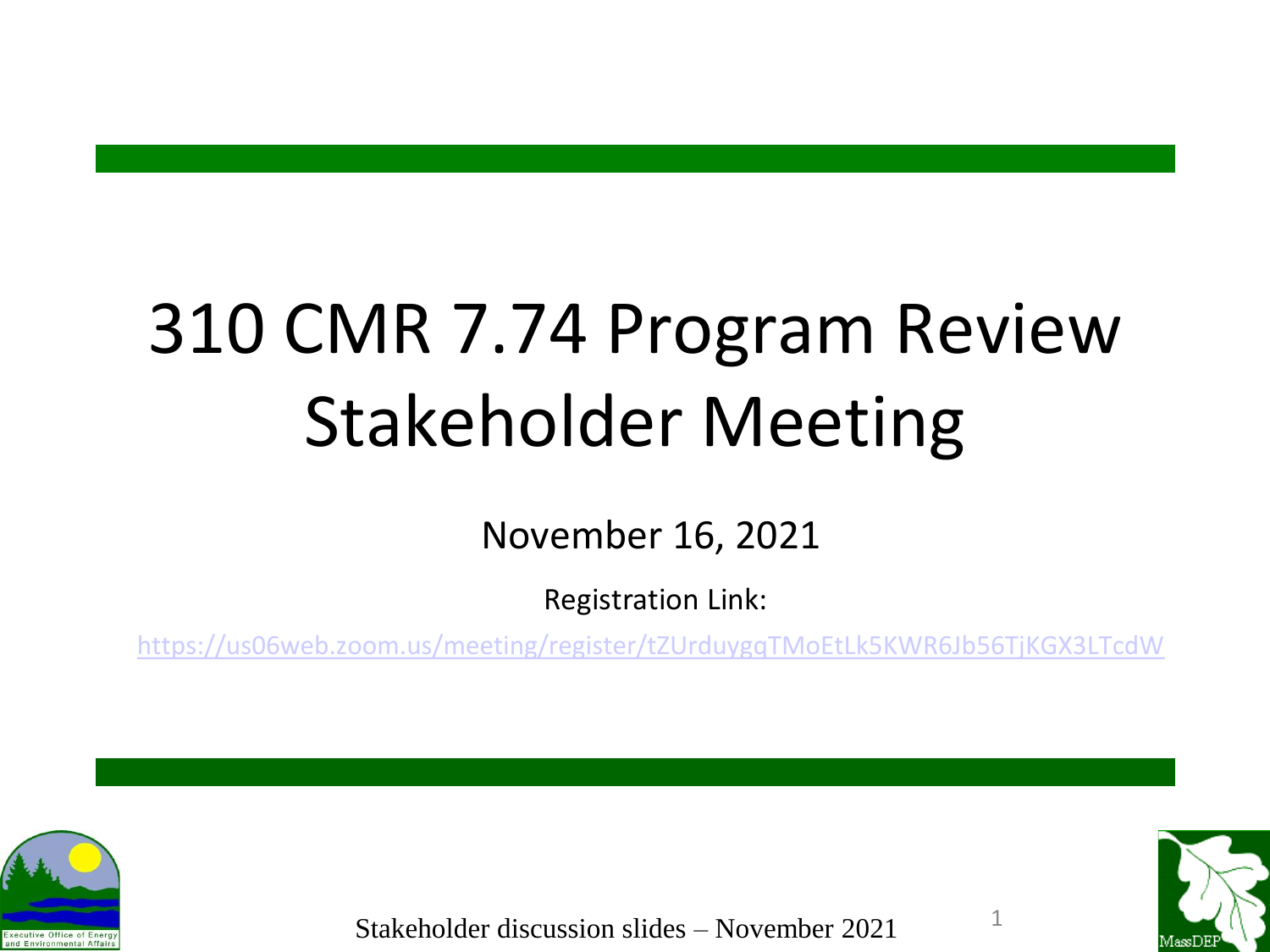# 310 CMR 7.74 Program Review Stakeholder Meeting

November 16, 2021

Registration Link:

https://us06web.zoom.us/meeting/register/tZUrduygqTMoEtLk5KWR6Jb56TjKGX3LTcdW

Stakeholder discussion slides – November 2021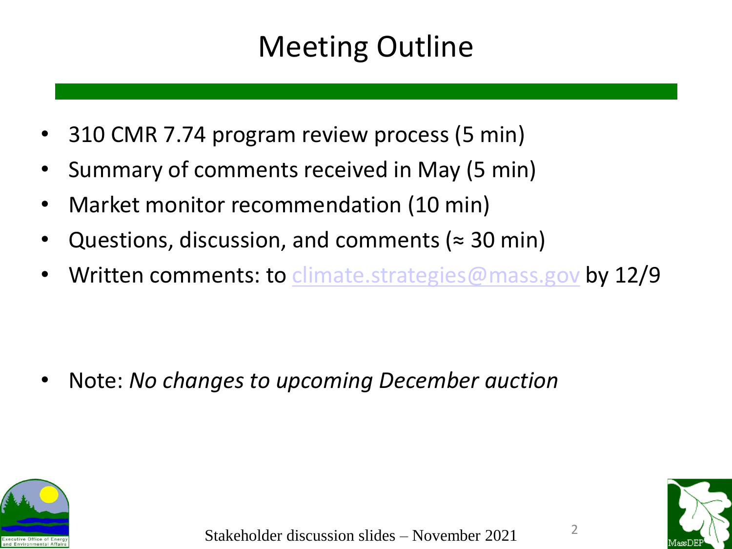# Meeting Outline

- 310 CMR 7.74 program review process (5 min)
- Summary of comments received in May (5 min)
- Market monitor recommendation (10 min)
- Questions, discussion, and comments (≈ 30 min)
- Written comments: to climate.strategies@mass.gov by 12/9

- Note: *No changes to upcoming December auction*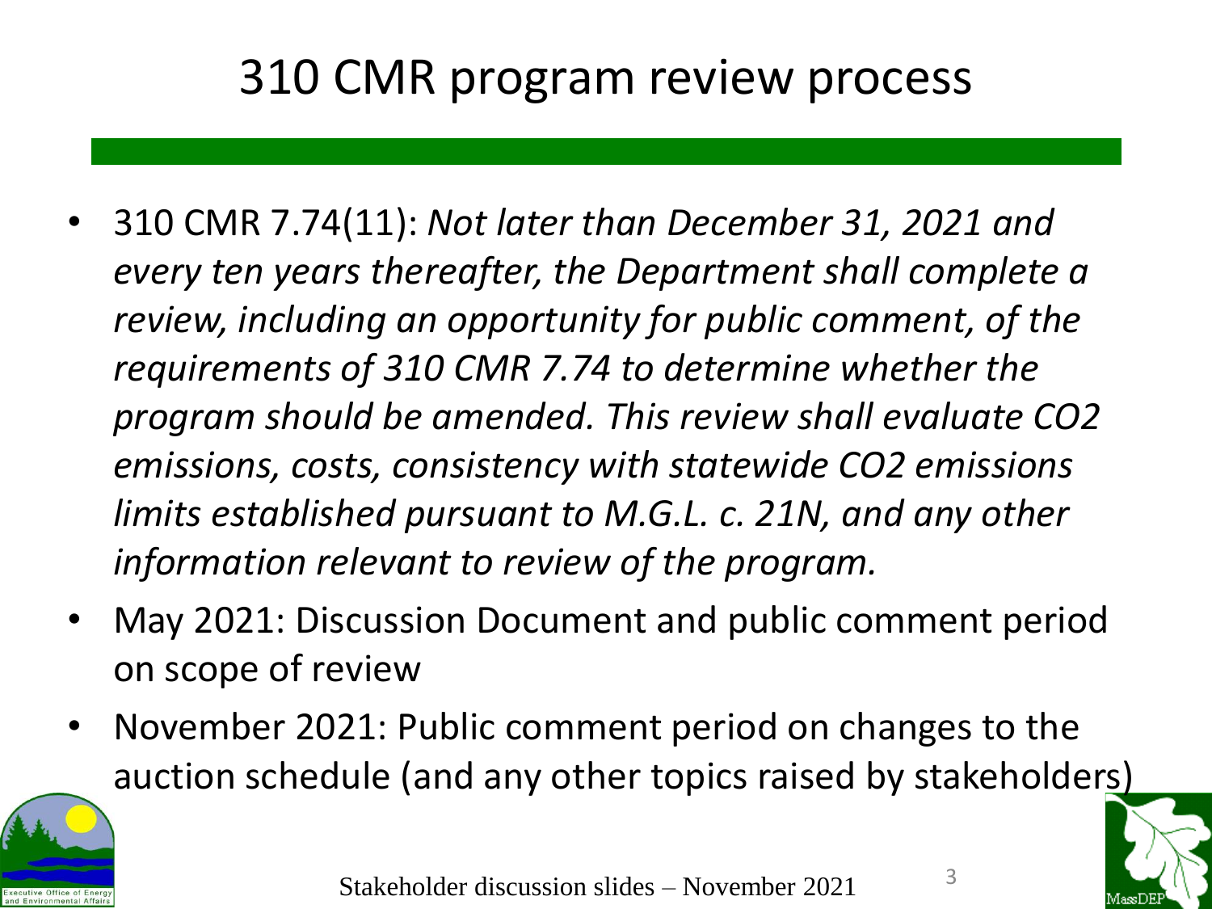# 310 CMR program review process

- 310 CMR 7.74(11): *Not later than December 31, 2021 and every ten years thereafter, the Department shall complete a review, including an opportunity for public comment, of the requirements of 310 CMR 7.74 to determine whether the program should be amended. This review shall evaluate CO2 emissions, costs, consistency with statewide CO2 emissions limits established pursuant to M.G.L. c. 21N, and any other information relevant to review of the program.*
- May 2021: Discussion Document and public comment period on scope of review
- November 2021: Public comment period on changes to the auction schedule (and any other topics raised by stakeholders)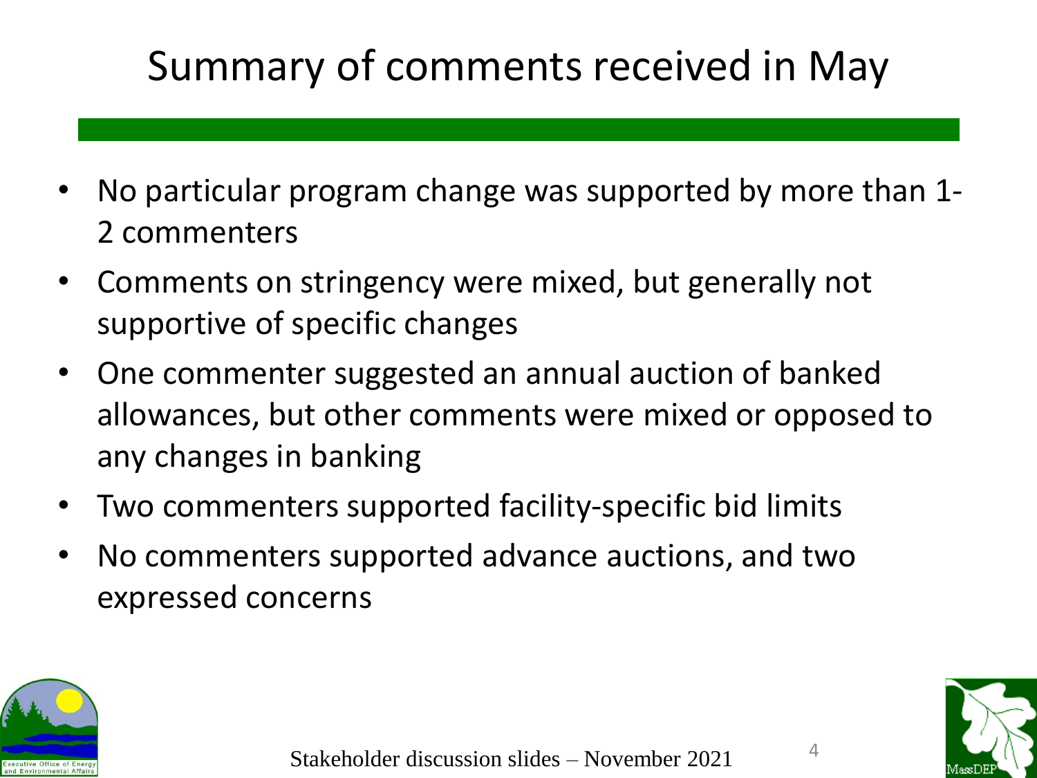# Summary of comments received in May

- No particular program change was supported by more than 1-2 commenters
- Comments on stringency were mixed, but generally not supportive of specific changes
- One commenter suggested an annual auction of banked allowances, but other comments were mixed or opposed to any changes in banking
- Two commenters supported facility-specific bid limits
- No commenters supported advance auctions, and two expressed concerns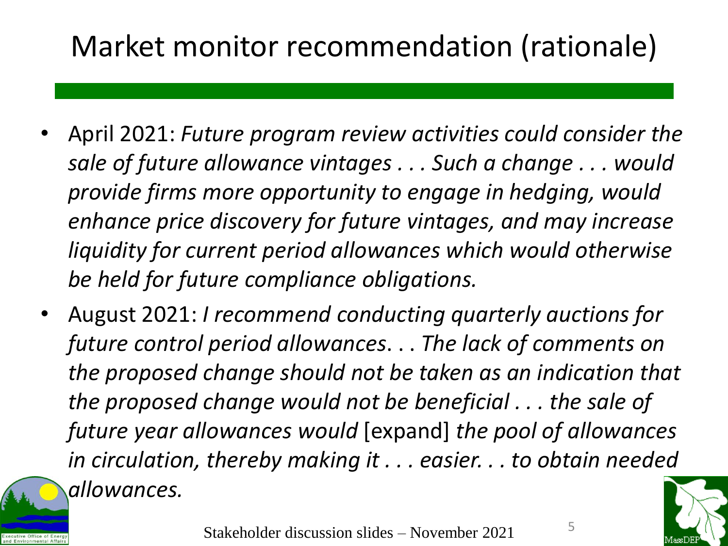# Market monitor recommendation (rationale)

- April 2021: *Future program review activities could consider the sale of future allowance vintages . . . Such a change . . . would provide firms more opportunity to engage in hedging, would enhance price discovery for future vintages, and may increase liquidity for current period allowances which would otherwise be held for future compliance obligations.*
- August 2021: *I recommend conducting quarterly auctions for future control period allowances. . . The lack of comments on the proposed change should not be taken as an indication that the proposed change would not be beneficial . . . the sale of future year allowances would* [expand] *the pool of allowances in circulation, thereby making it . . . easier. . . to obtain needed allowances.*

Stakeholder discussion slides – November 2021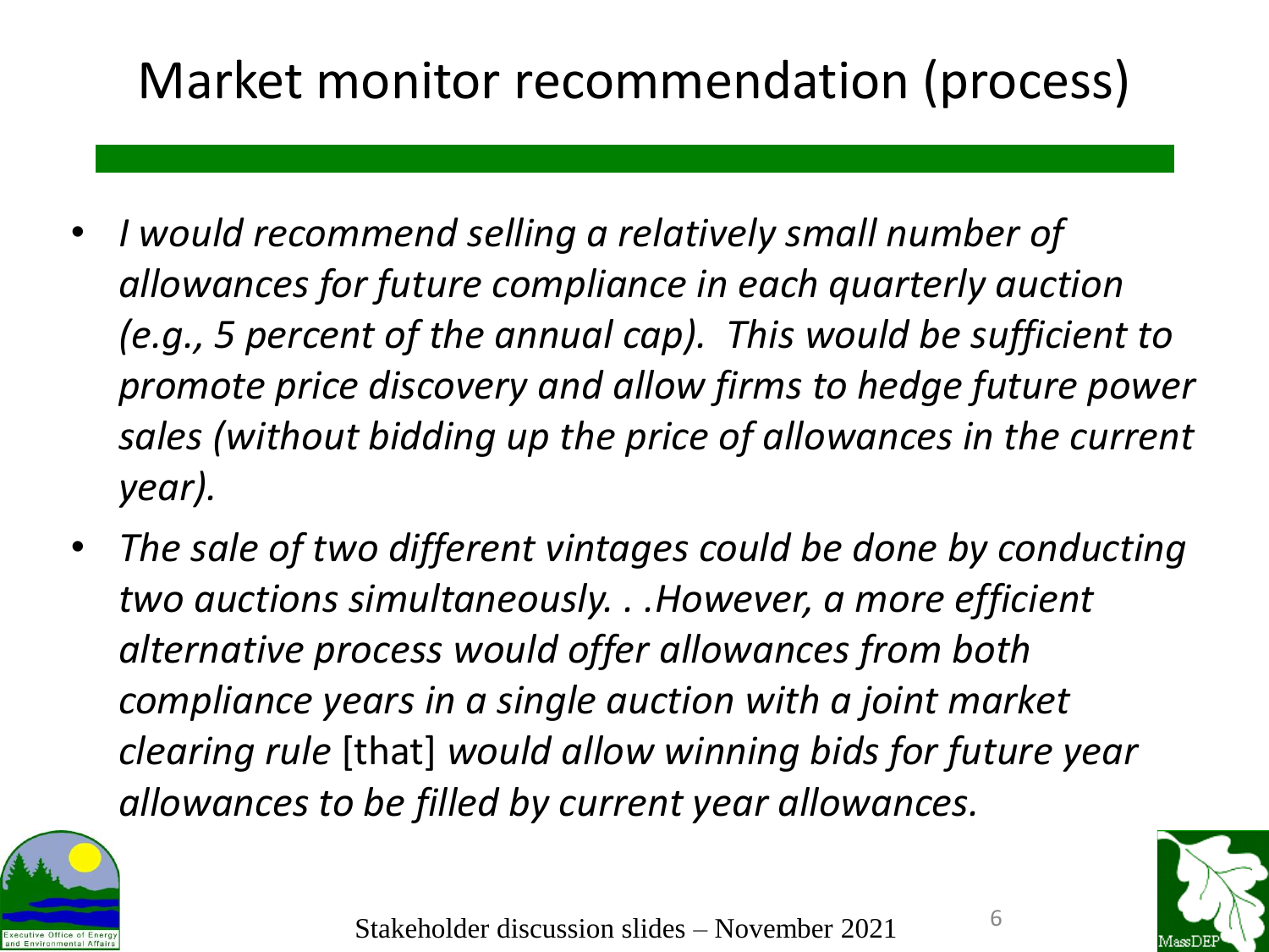# Market monitor recommendation (process)

- *I would recommend selling a relatively small number of allowances for future compliance in each quarterly auction (e.g., 5 percent of the annual cap). This would be sufficient to promote price discovery and allow firms to hedge future power sales (without bidding up the price of allowances in the current year).*
- *The sale of two different vintages could be done by conducting two auctions simultaneously. . .However, a more efficient alternative process would offer allowances from both compliance years in a single auction with a joint market clearing rule* [that] *would allow winning bids for future year allowances to be filled by current year allowances.*

Stakeholder discussion slides – November 2021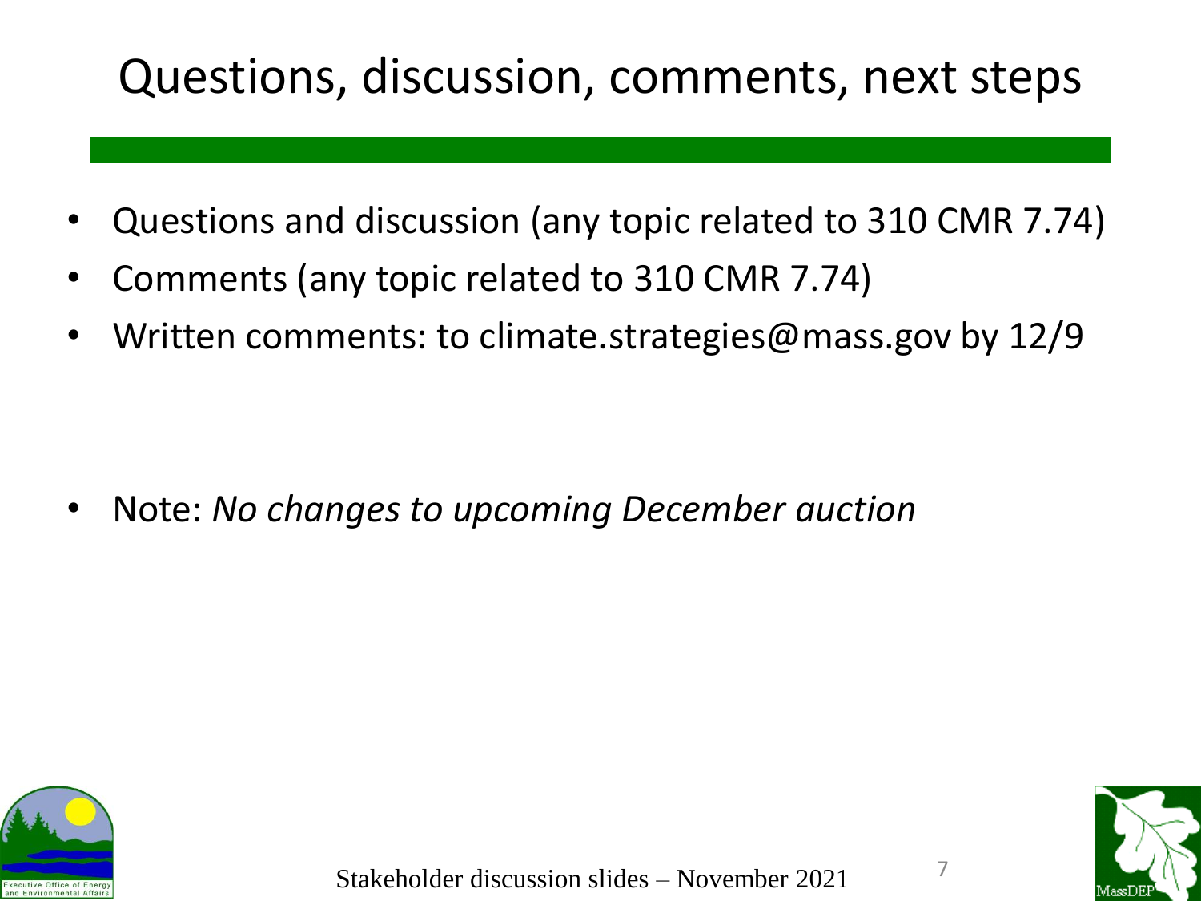# Questions, discussion, comments, next steps

- Questions and discussion (any topic related to 310 CMR 7.74)
- Comments (any topic related to 310 CMR 7.74)
- Written comments: to climate.strategies@mass.gov by 12/9

- Note: *No changes to upcoming December auction*